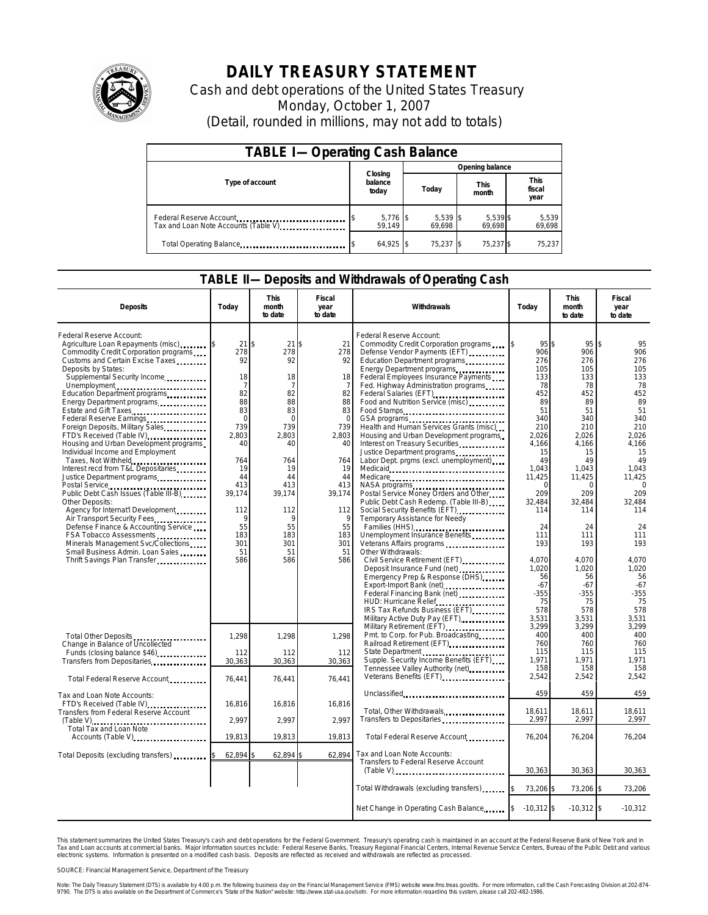# DAILY TREASURY STATEMENT

Cash and debt operations of the United States Treasury

Monday, October 1, 2007

(Detail, rounded in millions, may not add to totals)

## TABLE I— Operating Cash Balance

| Type of account | Closing balance today | Opening balance Today | Opening balance This month | Opening balance This fiscal year |
|---|---|---|---|---|
| Federal Reserve Account | $ 5,776 | $ 5,539 | $ 5,539 | $ 5,539 |
| Tax and Loan Note Accounts (Table V) | 59,149 | 69,698 | 69,698 | 69,698 |
| Total Operating Balance | $ 64,925 | $ 75,237 | $ 75,237 | $ 75,237 |

## TABLE II— Deposits and Withdrawals of Operating Cash

| Deposits | Today | This month to date | Fiscal year to date |
|---|---|---|---|
| Federal Reserve Account: | | | |
| Agriculture Loan Repayments (misc) | $ 21 | $ 21 | $ 21 |
| Commodity Credit Corporation programs | 278 | 278 | 278 |
| Customs and Certain Excise Taxes | 92 | 92 | 92 |
| Deposits by States: | | | |
| Supplemental Security Income | 18 | 18 | 18 |
| Unemployment | 7 | 7 | 7 |
| Education Department programs | 82 | 82 | 82 |
| Energy Department programs | 88 | 88 | 88 |
| Estate and Gift Taxes | 83 | 83 | 83 |
| Federal Reserve Earnings | 0 | 0 | 0 |
| Foreign Deposits, Military Sales | 739 | 739 | 739 |
| FTD's Received (Table IV) | 2,803 | 2,803 | 2,803 |
| Housing and Urban Development programs | 40 | 40 | 40 |
| Individual Income and Employment Taxes, Not Withheld | 764 | 764 | 764 |
| Interest recd from T&L Depositaries | 19 | 19 | 19 |
| Justice Department programs | 44 | 44 | 44 |
| Postal Service | 413 | 413 | 413 |
| Public Debt Cash Issues (Table III-B) | 39,174 | 39,174 | 39,174 |
| Other Deposits: | | | |
| Agency for Internat'l Development | 112 | 112 | 112 |
| Air Transport Security Fees | 9 | 9 | 9 |
| Defense Finance & Accounting Service | 55 | 55 | 55 |
| FSA Tobacco Assessments | 183 | 183 | 183 |
| Minerals Management Svc/Collections | 301 | 301 | 301 |
| Small Business Admin. Loan Sales | 51 | 51 | 51 |
| Thrift Savings Plan Transfer | 586 | 586 | 586 |
| Total Other Deposits | 1,298 | 1,298 | 1,298 |
| Change in Balance of Uncollected Funds (closing balance $46) | 112 | 112 | 112 |
| Transfers from Depositaries | 30,363 | 30,363 | 30,363 |
| Total Federal Reserve Account | 76,441 | 76,441 | 76,441 |
| Tax and Loan Note Accounts: | | | |
| FTD's Received (Table IV) | 16,816 | 16,816 | 16,816 |
| Transfers from Federal Reserve Account (Table V) | 2,997 | 2,997 | 2,997 |
| Total Tax and Loan Note Accounts (Table V) | 19,813 | 19,813 | 19,813 |
| Total Deposits (excluding transfers) | $ 62,894 | $ 62,894 | $ 62,894 |

| Withdrawals | Today | This month to date | Fiscal year to date |
|---|---|---|---|
| Federal Reserve Account: | | | |
| Commodity Credit Corporation programs | $ 95 | $ 95 | $ 95 |
| Defense Vendor Payments (EFT) | 906 | 906 | 906 |
| Education Department programs | 276 | 276 | 276 |
| Energy Department programs | 105 | 105 | 105 |
| Federal Employees Insurance Payments | 133 | 133 | 133 |
| Fed. Highway Administration programs | 78 | 78 | 78 |
| Federal Salaries (EFT) | 452 | 452 | 452 |
| Food and Nutrition Service (misc) | 89 | 89 | 89 |
| Food Stamps | 51 | 51 | 51 |
| GSA programs | 340 | 340 | 340 |
| Health and Human Services Grants (misc) | 210 | 210 | 210 |
| Housing and Urban Development programs | 2,026 | 2,026 | 2,026 |
| Interest on Treasury Securities | 4,166 | 4,166 | 4,166 |
| Justice Department programs | 15 | 15 | 15 |
| Labor Dept. prgms (excl. unemployment) | 49 | 49 | 49 |
| Medicaid | 1,043 | 1,043 | 1,043 |
| Medicare | 11,425 | 11,425 | 11,425 |
| NASA programs | 0 | 0 | 0 |
| Postal Service Money Orders and Other | 209 | 209 | 209 |
| Public Debt Cash Redemp. (Table III-B) | 32,484 | 32,484 | 32,484 |
| Social Security Benefits (EFT) | 114 | 114 | 114 |
| Temporary Assistance for Needy Families (HHS) | 24 | 24 | 24 |
| Unemployment Insurance Benefits | 111 | 111 | 111 |
| Veterans Affairs programs | 193 | 193 | 193 |
| Other Withdrawals: | | | |
| Civil Service Retirement (EFT) | 4,070 | 4,070 | 4,070 |
| Deposit Insurance Fund (net) | 1,020 | 1,020 | 1,020 |
| Emergency Prep & Response (DHS) | 56 | 56 | 56 |
| Export-Import Bank (net) | -67 | -67 | -67 |
| Federal Financing Bank (net) | -355 | -355 | -355 |
| HUD: Hurricane Relief | 75 | 75 | 75 |
| IRS Tax Refunds Business (EFT) | 578 | 578 | 578 |
| Military Active Duty Pay (EFT) | 3,531 | 3,531 | 3,531 |
| Military Retirement (EFT) | 3,299 | 3,299 | 3,299 |
| Pmt. to Corp. for Pub. Broadcasting | 400 | 400 | 400 |
| Railroad Retirement (EFT) | 760 | 760 | 760 |
| State Department | 115 | 115 | 115 |
| Supple. Security Income Benefits (EFT) | 1,971 | 1,971 | 1,971 |
| Tennessee Valley Authority (net) | 158 | 158 | 158 |
| Veterans Benefits (EFT) | 2,542 | 2,542 | 2,542 |
| Unclassified | 459 | 459 | 459 |
| Total, Other Withdrawals | 18,611 | 18,611 | 18,611 |
| Transfers to Depositaries | 2,997 | 2,997 | 2,997 |
| Total Federal Reserve Account | 76,204 | 76,204 | 76,204 |
| Tax and Loan Note Accounts: | | | |
| Transfers to Federal Reserve Account (Table V) | 30,363 | 30,363 | 30,363 |
| Total Withdrawals (excluding transfers) | $ 73,206 | $ 73,206 | $ 73,206 |
| Net Change in Operating Cash Balance | $ -10,312 | $ -10,312 | $ -10,312 |

This statement summarizes the United States Treasury's cash and debt operations for the Federal Government. Treasury's operating cash is maintained in an account at the Federal Reserve Bank of New York and in Tax and Loan accounts at commercial banks. Major information sources include: Federal Reserve Banks, Treasury Regional Financial Centers, Internal Revenue Service Centers, Bureau of the Public Debt and various electronic systems. Information is presented on a modified cash basis. Deposits are reflected as received and withdrawals are reflected as processed.

SOURCE: Financial Management Service, Department of the Treasury

Note: The Daily Treasury Statement (DTS) is available by 4:00 p.m. the following business day on the Financial Management Service (FMS) website www.fms.treas.gov/dts. For more information, call the Cash Forecasting Division at 202-874-9790. The DTS is also available on the Department of Commerce's "State of the Nation" website: http://www.stat-usa.gov/sotn. For more information regarding this system, please call 202-482-1986.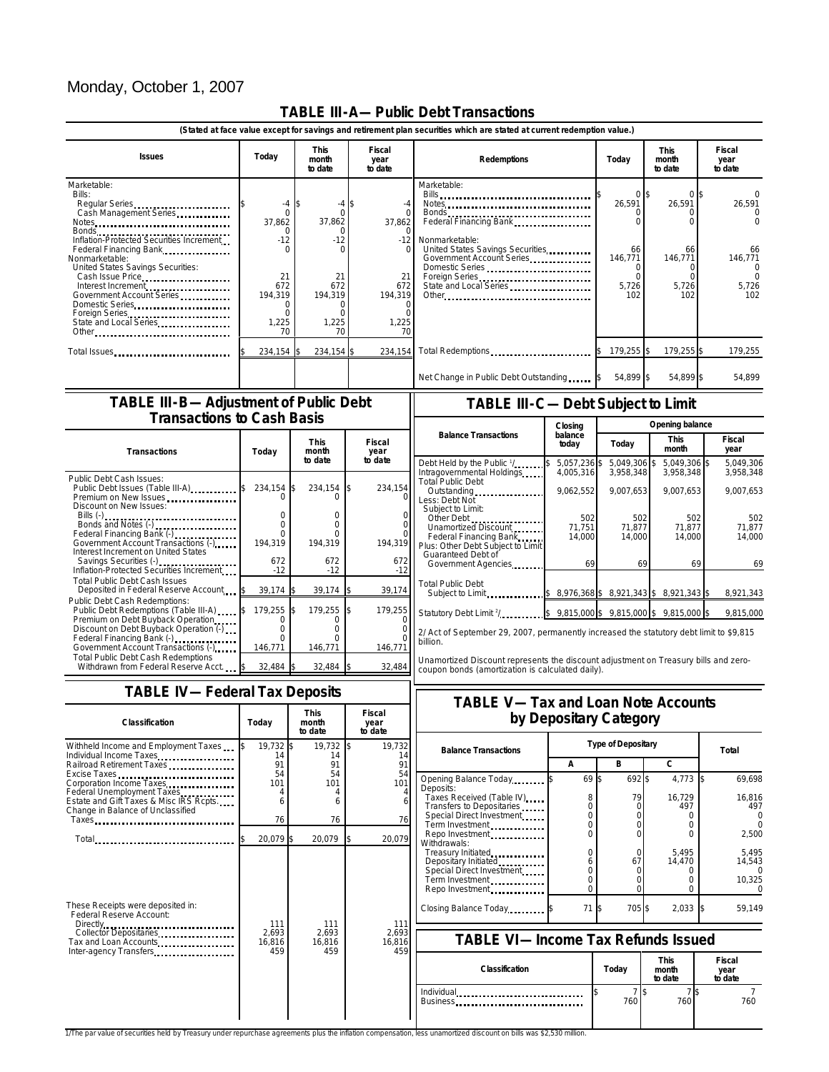Monday, October 1, 2007

## TABLE III-A— Public Debt Transactions

(Stated at face value except for savings and retirement plan securities which are stated at current redemption value.)

| Issues | Today | This month to date | Fiscal year to date |
|---|---|---|---|
| Marketable: | | | |
| Bills: | | | |
| Regular Series | $ -4 | $ -4 | $ -4 |
| Cash Management Series | 0 | 0 | 0 |
| Notes | 37,862 | 37,862 | 37,862 |
| Bonds | 0 | 0 | 0 |
| Inflation-Protected Securities Increment | -12 | -12 | -12 |
| Federal Financing Bank | 0 | 0 | 0 |
| Nonmarketable: | | | |
| United States Savings Securities: | | | |
| Cash Issue Price | 21 | 21 | 21 |
| Interest Increment | 672 | 672 | 672 |
| Government Account Series | 194,319 | 194,319 | 194,319 |
| Domestic Series | 0 | 0 | 0 |
| Foreign Series | 0 | 0 | 0 |
| State and Local Series | 1,225 | 1,225 | 1,225 |
| Other | 70 | 70 | 70 |
| Total Issues | $ 234,154 | $ 234,154 | $ 234,154 |

| Redemptions | Today | This month to date | Fiscal year to date |
|---|---|---|---|
| Marketable: | | | |
| Bills | $ 0 | $ 0 | $ 0 |
| Notes | 26,591 | 26,591 | 26,591 |
| Bonds | 0 | 0 | 0 |
| Federal Financing Bank | 0 | 0 | 0 |
| Nonmarketable: | | | |
| United States Savings Securities | 66 | 66 | 66 |
| Government Account Series | 146,771 | 146,771 | 146,771 |
| Domestic Series | 0 | 0 | 0 |
| Foreign Series | 0 | 0 | 0 |
| State and Local Series | 5,726 | 5,726 | 5,726 |
| Other | 102 | 102 | 102 |
| Total Redemptions | $ 179,255 | $ 179,255 | $ 179,255 |
| Net Change in Public Debt Outstanding | $ 54,899 | $ 54,899 | $ 54,899 |

## TABLE III-B— Adjustment of Public Debt Transactions to Cash Basis

| Transactions | Today | This month to date | Fiscal year to date |
|---|---|---|---|
| Public Debt Cash Issues: | | | |
| Public Debt Issues (Table III-A) | $ 234,154 | $ 234,154 | $ 234,154 |
| Premium on New Issues | 0 | 0 | 0 |
| Discount on New Issues: | | | |
| Bills (-) | 0 | 0 | 0 |
| Bonds and Notes (-) | 0 | 0 | 0 |
| Federal Financing Bank (-) | 0 | 0 | 0 |
| Government Account Transactions (-) | 194,319 | 194,319 | 194,319 |
| Interest Increment on United States Savings Securities (-) | 672 | 672 | 672 |
| Inflation-Protected Securities Increment | -12 | -12 | -12 |
| Total Public Debt Cash Issues Deposited in Federal Reserve Account | $ 39,174 | $ 39,174 | $ 39,174 |
| Public Debt Cash Redemptions: | | | |
| Public Debt Redemptions (Table III-A) | $ 179,255 | $ 179,255 | $ 179,255 |
| Premium on Debt Buyback Operation | 0 | 0 | 0 |
| Discount on Debt Buyback Operation (-) | 0 | 0 | 0 |
| Federal Financing Bank (-) | 0 | 0 | 0 |
| Government Account Transactions (-) | 146,771 | 146,771 | 146,771 |
| Total Public Debt Cash Redemptions Withdrawn from Federal Reserve Acct. | $ 32,484 | $ 32,484 | $ 32,484 |

## TABLE III-C— Debt Subject to Limit

| Balance Transactions | Closing balance today | Opening balance | | |
|---|---|---|---|---|
| | | Today | This month | Fiscal year |
| Debt Held by the Public [1] | $ 5,057,236 | $ 5,049,306 | $ 5,049,306 | $ 5,049,306 |
| Intragovernmental Holdings | 4,005,316 | 3,958,348 | 3,958,348 | 3,958,348 |
| Total Public Debt Outstanding | 9,062,552 | 9,007,653 | 9,007,653 | 9,007,653 |
| Less: Debt Not Subject to Limit: | | | | |
| Other Debt | 502 | 502 | 502 | 502 |
| Unamortized Discount | 71,751 | 71,877 | 71,877 | 71,877 |
| Federal Financing Bank | 14,000 | 14,000 | 14,000 | 14,000 |
| Plus: Other Debt Subject to Limit Guaranteed Debt of Government Agencies | 69 | 69 | 69 | 69 |
| Total Public Debt Subject to Limit | $ 8,976,368 | $ 8,921,343 | $ 8,921,343 | $ 8,921,343 |
| Statutory Debt Limit [2] | $ 9,815,000 | $ 9,815,000 | $ 9,815,000 | $ 9,815,000 |

2/ Act of September 29, 2007, permanently increased the statutory debt limit to $9,815 billion.

Unamortized Discount represents the discount adjustment on Treasury bills and zero-coupon bonds (amortization is calculated daily).

## TABLE IV— Federal Tax Deposits

| Classification | Today | This month to date | Fiscal year to date |
|---|---|---|---|
| Withheld Income and Employment Taxes | $ 19,732 | $ 19,732 | $ 19,732 |
| Individual Income Taxes | 14 | 14 | 14 |
| Railroad Retirement Taxes | 91 | 91 | 91 |
| Excise Taxes | 54 | 54 | 54 |
| Corporation Income Taxes | 101 | 101 | 101 |
| Federal Unemployment Taxes | 4 | 4 | 4 |
| Estate and Gift Taxes & Misc IRS Rcpts. | 6 | 6 | 6 |
| Change in Balance of Unclassified Taxes | 76 | 76 | 76 |
| Total | $ 20,079 | $ 20,079 | $ 20,079 |
| These Receipts were deposited in: | | | |
| Federal Reserve Account: | | | |
| Directly | 111 | 111 | 111 |
| Collector Depositaries | 2,693 | 2,693 | 2,693 |
| Tax and Loan Accounts | 16,816 | 16,816 | 16,816 |
| Inter-agency Transfers | 459 | 459 | 459 |

## TABLE V— Tax and Loan Note Accounts by Depositary Category

| Balance Transactions | Type of Depositary | | | Total |
|---|---|---|---|---|
| | A | B | C | |
| Opening Balance Today | $ 69 | $ 692 | $ 4,773 | $ 69,698 |
| Deposits: | | | | |
| Taxes Received (Table IV) | 8 | 79 | 16,729 | 16,816 |
| Transfers to Depositaries | 0 | 0 | 497 | 497 |
| Special Direct Investment | 0 | 0 | 0 | 0 |
| Term Investment | 0 | 0 | 0 | 0 |
| Repo Investment | 0 | 0 | 0 | 2,500 |
| Withdrawals: | | | | |
| Treasury Initiated | 0 | 0 | 5,495 | 5,495 |
| Depositary Initiated | 6 | 67 | 14,470 | 14,543 |
| Special Direct Investment | 0 | 0 | 0 | 0 |
| Term Investment | 0 | 0 | 0 | 10,325 |
| Repo Investment | 0 | 0 | 0 | 0 |
| Closing Balance Today | $ 71 | $ 705 | $ 2,033 | $ 59,149 |

## TABLE VI— Income Tax Refunds Issued

| Classification | Today | This month to date | Fiscal year to date |
|---|---|---|---|
| Individual | $ 7 | $ 7 | $ 7 |
| Business | 760 | 760 | 760 |

1/The par value of securities held by Treasury under repurchase agreements plus the inflation compensation, less unamortized discount on bills was $2,530 million.